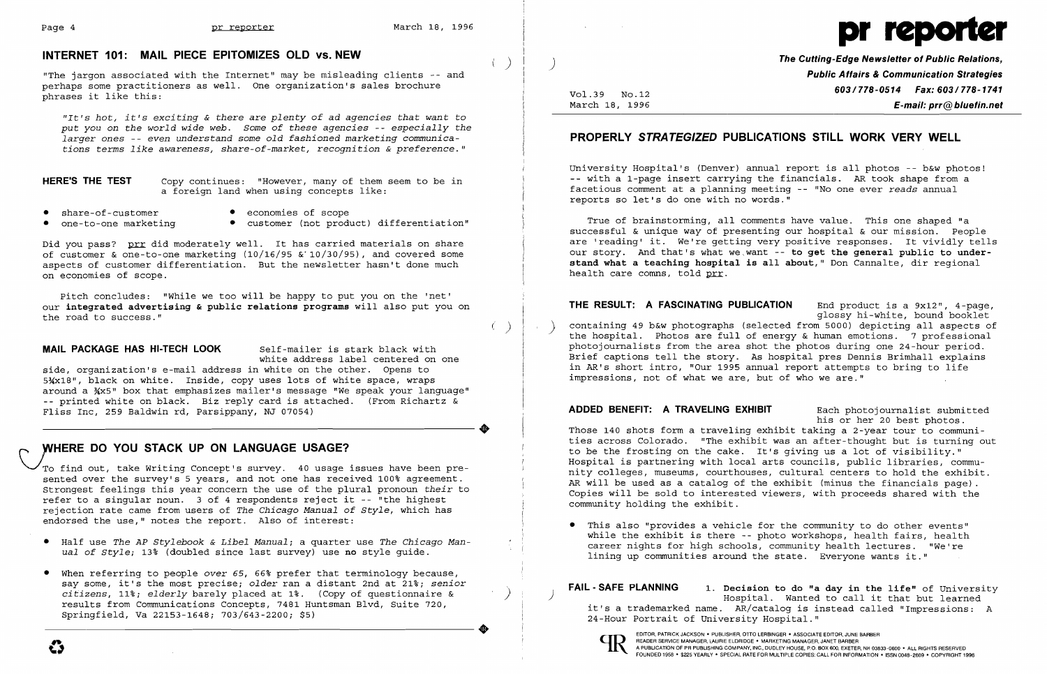## INTERNET 101: MAIL PIECE EPITOMIZES OLD vs. NEW

"The jargon associated with the Internet" may be misleading clients -- and perhaps some practitioners as well. One organization's sales brochure phrases it like this:

*"It's hot, it's exciting & there are plenty of ad agencies that want to put you on the world wide web. Some of these agencies -- especially the larger ones -- even understand some old fashioned marketing communications terms like awareness, share-of-market, recognition & preference."*

**HERE'S THE TEST** Copy continues: "However, many of them seem to be in a foreign land when using concepts like:

- share-of-customer
- one-to-one marketing
- economies of scope
- customer (not product) differentiation"

Did you pass? prr did moderately well. It has carried materials on share of customer & one-to-one marketing (10/16/95 & 10/30/95), and covered some aspects of customer differentiation. But the newsletter hasn't done much on economies of scope.

Pitch concludes: "While we too will be happy to put you on the 'net' our **integrated advertising & public relations programs** will also put you on the road to success."

**MAIL PACKAGE HAS HI-TECH LOOK** Self-mailer is stark black with white address label centered on one side, organization's e-mail address in white on the other. Opens to 5¾x18", black on white. Inside, copy uses lots of white space, wraps around a ¾x5" box that emphasizes mailer's message "We speak your language" -- printed white on black. Biz reply card is attached. (From Richartz & Fliss Inc, 259 Baldwin rd, Parsippany, NJ 07054)

## WHERE DO YOU STACK UP ON LANGUAGE USAGE?

To find out, take Writing Concept's survey. 40 usage issues have been presented over the survey's 5 years, and not one has received 100% agreement. Strongest feelings this year concern the use of the plural pronoun *their* to refer to a singular noun. 3 of 4 respondents reject it -- "the highest rejection rate came from users of *The Chicago Manual of Style*, which has endorsed the use," notes the report. Also of interest:

- Half use *The AP Stylebook & Libel Manual*; a quarter use *The Chicago Manual of Style*; 13% (doubled since last survey) use **no** style guide.
- When referring to people *over 65*, 66% prefer that terminology because, say some, it's the most precise; *older* ran a distant 2nd at 21%; *senior citizens*, 11%; *elderly* barely placed at 1%. (Copy of questionnaire & results from Communications Concepts, 7481 Huntsman Blvd, Suite 720, Springfield, Va 22153-1648; 703/643-2200; $5)

# pr reporter

**The Cutting-Edge Newsletter of Public Relations, Public Affairs & Communication Strategies**
**603/778-0514 Fax: 603/778-1741**
**E-mail: prr@bluefin.net**

Vol.39 No.12
March 18, 1996

## PROPERLY *STRATEGIZED* PUBLICATIONS STILL WORK VERY WELL

University Hospital's (Denver) annual report is all photos -- b&w photos! -- with a 1-page insert carrying the financials. AR took shape from a facetious comment at a planning meeting -- "No one ever *reads* annual reports so let's do one with no words."

True of brainstorming, all comments have value. This one shaped "a successful & unique way of presenting our hospital & our mission. People are 'reading' it. We're getting very positive responses. It vividly tells our story. And that's what we want -- **to get the general public to understand what a teaching hospital is all about**," Don Cannalte, dir regional health care comns, told prr.

**THE RESULT: A FASCINATING PUBLICATION** End product is a 9x12", 4-page, glossy hi-white, bound booklet containing 49 b&w photographs (selected from 5000) depicting all aspects of the hospital. Photos are full of energy & human emotions. 7 professional photojournalists from the area shot the photos during one 24-hour period. Brief captions tell the story. As hospital pres Dennis Brimhall explains in AR's short intro, "Our 1995 annual report attempts to bring to life impressions, not of what we are, but of who we are."

**ADDED BENEFIT: A TRAVELING EXHIBIT** Each photojournalist submitted his or her 20 best photos. Those 140 shots form a traveling exhibit taking a 2-year tour to communities across Colorado. "The exhibit was an after-thought but is turning out to be the frosting on the cake. It's giving us a lot of visibility." Hospital is partnering with local arts councils, public libraries, community colleges, museums, courthouses, cultural centers to hold the exhibit. AR will be used as a catalog of the exhibit (minus the financials page). Copies will be sold to interested viewers, with proceeds shared with the community holding the exhibit.

- This also "provides a vehicle for the community to do other events" while the exhibit is there -- photo workshops, health fairs, health career nights for high schools, community health lectures. "We're lining up communities around the state. Everyone wants it."

**FAIL-SAFE PLANNING** 1. **Decision to do "a day in the life"** of University Hospital. Wanted to call it that but learned it's a trademarked name. AR/catalog is instead called "Impressions: A 24-Hour Portrait of University Hospital."

EDITOR, PATRICK JACKSON • PUBLISHER, OTTO LERBINGER • ASSOCIATE EDITOR, JUNE BARBER
READER SERVICE MANAGER, LAURIE ELDRIDGE • MARKETING MANAGER, JANET BARBER
A PUBLICATION OF PR PUBLISHING COMPANY, INC., DUDLEY HOUSE, P.O. BOX 600, EXETER, NH 03833-0600 • ALL RIGHTS RESERVED
FOUNDED 1958 • $225 YEARLY • SPECIAL RATE FOR MULTIPLE COPIES: CALL FOR INFORMATION • ISSN 0048-2609 • COPYRIGHT 1996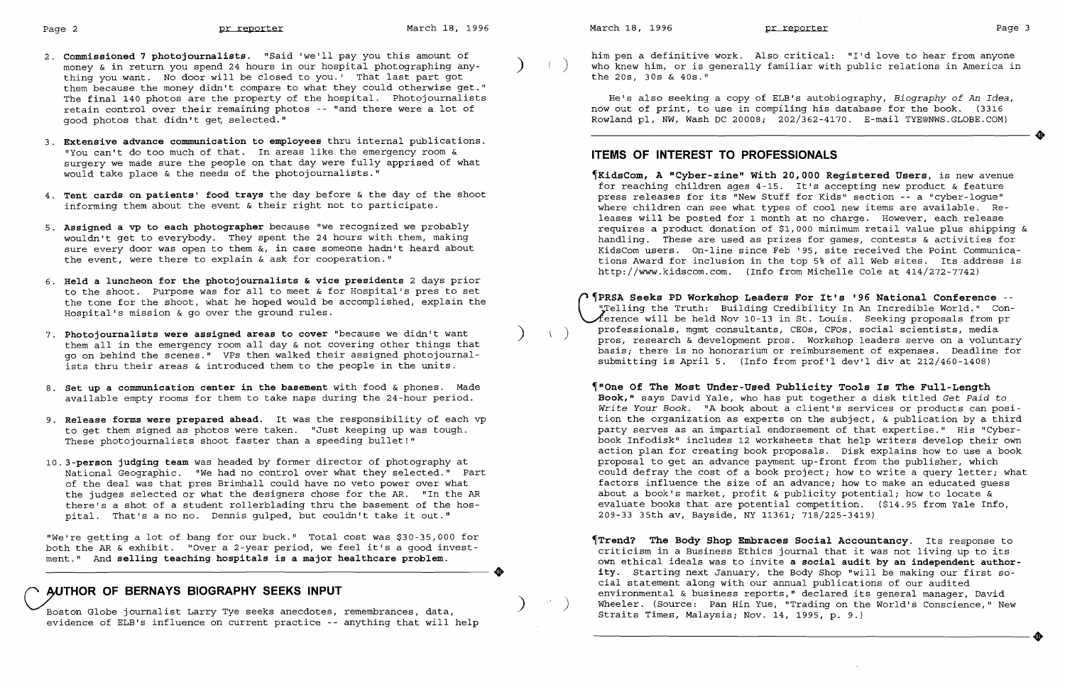2. **Commissioned 7 photojournalists.** "Said 'we'll pay you this amount of money & in return you spend 24 hours in our hospital photographing anything you want. No door will be closed to you.' That last part got them because the money didn't compare to what they could otherwise get." The final 140 photos are the property of the hospital. Photojournalists retain control over their remaining photos -- "and there were a lot of good photos that didn't get selected."

3. **Extensive advance communication to employees** thru internal publications. "You can't do too much of that. In areas like the emergency room & surgery we made sure the people on that day were fully apprised of what would take place & the needs of the photojournalists."

4. **Tent cards on patients' food trays** the day before & the day of the shoot informing them about the event & their right not to participate.

5. **Assigned a vp to each photographer** because "we recognized we probably wouldn't get to everybody. They spent the 24 hours with them, making sure every door was open to them &, in case someone hadn't heard about the event, were there to explain & ask for cooperation."

6. **Held a luncheon for the photojournalists & vice presidents** 2 days prior to the shoot. Purpose was for all to meet & for Hospital's pres to set the tone for the shoot, what he hoped would be accomplished, explain the Hospital's mission & go over the ground rules.

7. **Photojournalists were assigned areas to cover** "because we didn't want them all in the emergency room all day & not covering other things that go on behind the scenes." VPs then walked their assigned photojournalists thru their areas & introduced them to the people in the units.

8. **Set up a communication center in the basement** with food & phones. Made available empty rooms for them to take naps during the 24-hour period.

9. **Release forms were prepared ahead.** It was the responsibility of each vp to get them signed as photos were taken. "Just keeping up was tough. These photojournalists shoot faster than a speeding bullet!"

10. **3-person judging team** was headed by former director of photography at National Geographic. "We had no control over what they selected." Part of the deal was that pres Brimhall could have no veto power over what the judges selected or what the designers chose for the AR. "In the AR there's a shot of a student rollerblading thru the basement of the hospital. That's a no no. Dennis gulped, but couldn't take it out."

"We're getting a lot of bang for our buck." Total cost was $30-35,000 for both the AR & exhibit. "Over a 2-year period, we feel it's a good investment." And **selling teaching hospitals is a major healthcare problem.**

## AUTHOR OF BERNAYS BIOGRAPHY SEEKS INPUT

Boston Globe journalist Larry Tye seeks anecdotes, remembrances, data, evidence of ELB's influence on current practice -- anything that will help him pen a definitive work. Also critical: "I'd love to hear from anyone who knew him, or is generally familiar with public relations in America in the 20s, 30s & 40s."

He's also seeking a copy of ELB's autobiography, *Biography of An Idea*, now out of print, to use in compiling his database for the book. (3316 Rowland pl, NW, Wash DC 20008; 202/362-4170. E-mail TYE@NWS.GLOBE.COM)

## ITEMS OF INTEREST TO PROFESSIONALS

¶**KidsCom, A "Cyber-zine" With 20,000 Registered Users,** is new avenue for reaching children ages 4-15. It's accepting new product & feature press releases for its "New Stuff for Kids" section -- a "cyber-logue" where children can see what types of cool new items are available. Releases will be posted for 1 month at no charge. However, each release requires a product donation of $1,000 minimum retail value plus shipping & handling. These are used as prizes for games, contests & activities for KidsCom users. On-line since Feb '95, site received the Point Communications Award for inclusion in the top 5% of all Web sites. Its address is http://www.kidscom.com. (Info from Michelle Cole at 414/272-7742)

¶**PRSA Seeks PD Workshop Leaders For It's '96 National Conference** -- "Telling the Truth: Building Credibility In An Incredible World." Conference will be held Nov 10-13 in St. Louis. Seeking proposals from pr professionals, mgmt consultants, CEOs, CFOs, social scientists, media pros, research & development pros. Workshop leaders serve on a voluntary basis; there is no honorarium or reimbursement of expenses. Deadline for submitting is April 5. (Info from prof'l dev'l div at 212/460-1408)

¶**"One Of The Most Under-Used Publicity Tools Is The Full-Length Book,"** says David Yale, who has put together a disk titled *Get Paid to Write Your Book*. "A book about a client's services or products can position the organization as experts on the subject, & publication by a third party serves as an impartial endorsement of that expertise." His "Cyberbook Infodisk" includes 12 worksheets that help writers develop their own action plan for creating book proposals. Disk explains how to use a book proposal to get an advance payment up-front from the publisher, which could defray the cost of a book project; how to write a query letter; what factors influence the size of an advance; how to make an educated guess about a book's market, profit & publicity potential; how to locate & evaluate books that are potential competition. ($14.95 from Yale Info, 209-33 35th av, Bayside, NY 11361; 718/225-3419)

¶**Trend? The Body Shop Embraces Social Accountancy.** Its response to criticism in a Business Ethics journal that it was not living up to its own ethical ideals was to invite **a social audit by an independent authority.** Starting next January, the Body Shop "will be making our first social statement along with our annual publications of our audited environmental & business reports," declared its general manager, David Wheeler. (Source: Pan Hin Yue, "Trading on the World's Conscience," New Straits Times, Malaysia; Nov. 14, 1995, p. 9.)